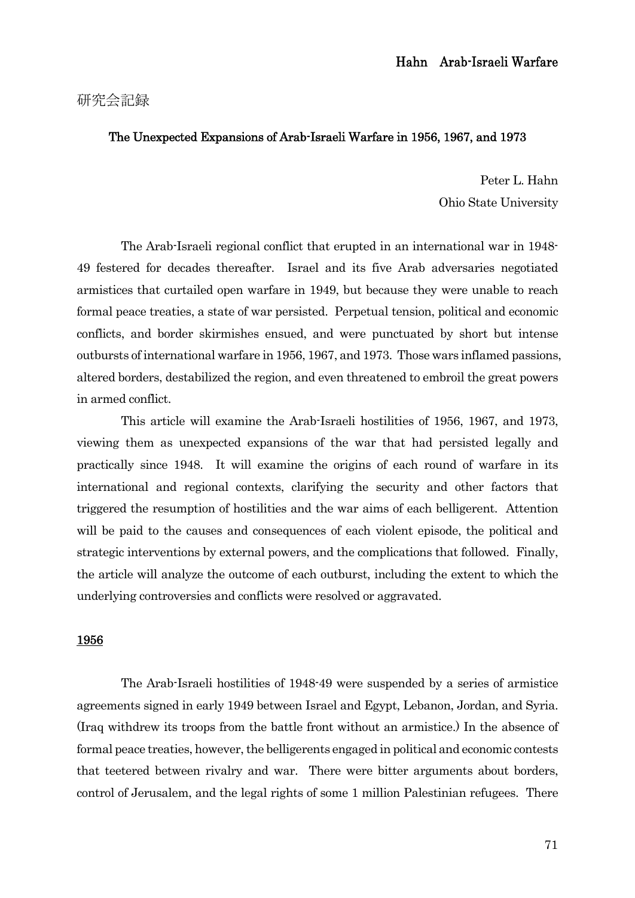研究会記録

## The Unexpected Expansions of Arab-Israeli Warfare in 1956, 1967, and 1973

Peter L. Hahn
Ohio State University

The Arab-Israeli regional conflict that erupted in an international war in 1948-49 festered for decades thereafter. Israel and its five Arab adversaries negotiated armistices that curtailed open warfare in 1949, but because they were unable to reach formal peace treaties, a state of war persisted. Perpetual tension, political and economic conflicts, and border skirmishes ensued, and were punctuated by short but intense outbursts of international warfare in 1956, 1967, and 1973. Those wars inflamed passions, altered borders, destabilized the region, and even threatened to embroil the great powers in armed conflict.

This article will examine the Arab-Israeli hostilities of 1956, 1967, and 1973, viewing them as unexpected expansions of the war that had persisted legally and practically since 1948. It will examine the origins of each round of warfare in its international and regional contexts, clarifying the security and other factors that triggered the resumption of hostilities and the war aims of each belligerent. Attention will be paid to the causes and consequences of each violent episode, the political and strategic interventions by external powers, and the complications that followed. Finally, the article will analyze the outcome of each outburst, including the extent to which the underlying controversies and conflicts were resolved or aggravated.

### 1956

The Arab-Israeli hostilities of 1948-49 were suspended by a series of armistice agreements signed in early 1949 between Israel and Egypt, Lebanon, Jordan, and Syria. (Iraq withdrew its troops from the battle front without an armistice.) In the absence of formal peace treaties, however, the belligerents engaged in political and economic contests that teetered between rivalry and war. There were bitter arguments about borders, control of Jerusalem, and the legal rights of some 1 million Palestinian refugees. There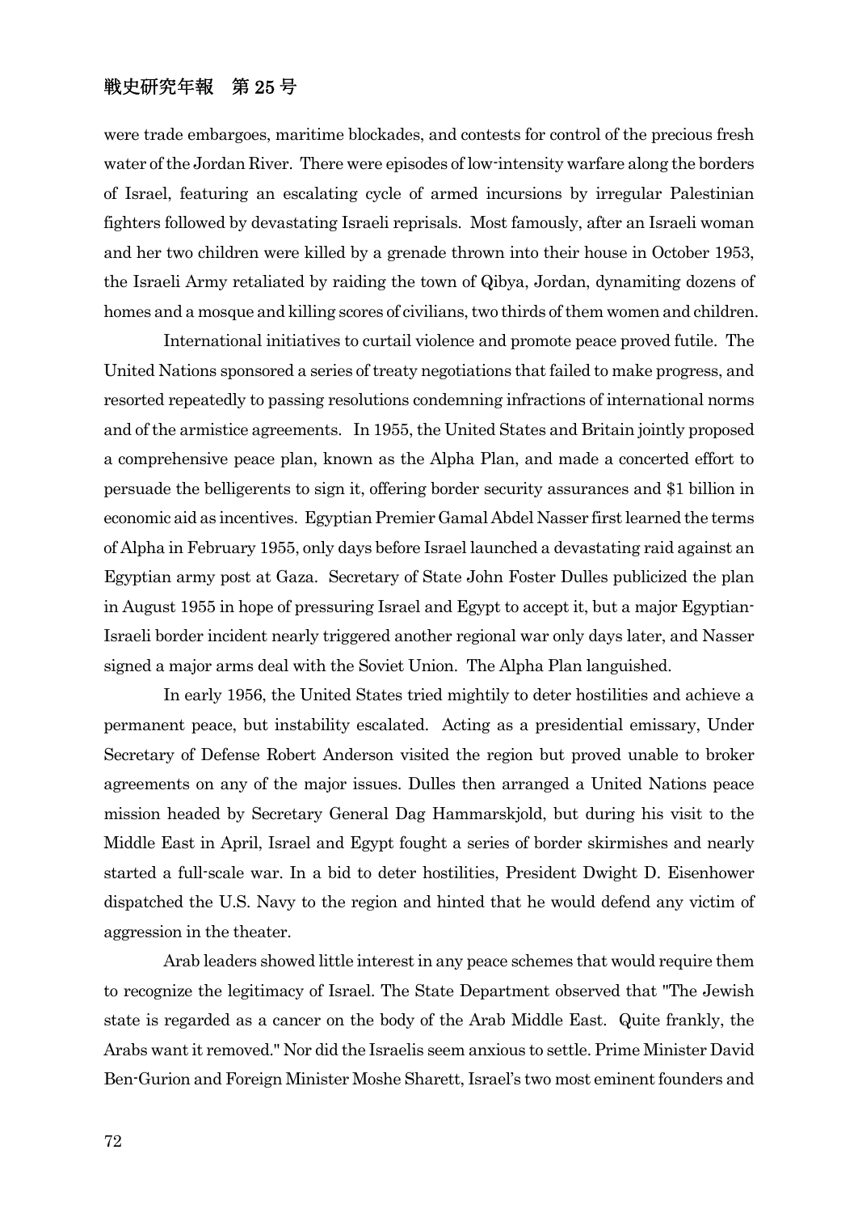were trade embargoes, maritime blockades, and contests for control of the precious fresh water of the Jordan River. There were episodes of low-intensity warfare along the borders of Israel, featuring an escalating cycle of armed incursions by irregular Palestinian fighters followed by devastating Israeli reprisals. Most famously, after an Israeli woman and her two children were killed by a grenade thrown into their house in October 1953, the Israeli Army retaliated by raiding the town of Qibya, Jordan, dynamiting dozens of homes and a mosque and killing scores of civilians, two thirds of them women and children.

International initiatives to curtail violence and promote peace proved futile. The United Nations sponsored a series of treaty negotiations that failed to make progress, and resorted repeatedly to passing resolutions condemning infractions of international norms and of the armistice agreements. In 1955, the United States and Britain jointly proposed a comprehensive peace plan, known as the Alpha Plan, and made a concerted effort to persuade the belligerents to sign it, offering border security assurances and $1 billion in economic aid as incentives. Egyptian Premier Gamal Abdel Nasser first learned the terms of Alpha in February 1955, only days before Israel launched a devastating raid against an Egyptian army post at Gaza. Secretary of State John Foster Dulles publicized the plan in August 1955 in hope of pressuring Israel and Egypt to accept it, but a major Egyptian-Israeli border incident nearly triggered another regional war only days later, and Nasser signed a major arms deal with the Soviet Union. The Alpha Plan languished.

In early 1956, the United States tried mightily to deter hostilities and achieve a permanent peace, but instability escalated. Acting as a presidential emissary, Under Secretary of Defense Robert Anderson visited the region but proved unable to broker agreements on any of the major issues. Dulles then arranged a United Nations peace mission headed by Secretary General Dag Hammarskjold, but during his visit to the Middle East in April, Israel and Egypt fought a series of border skirmishes and nearly started a full-scale war. In a bid to deter hostilities, President Dwight D. Eisenhower dispatched the U.S. Navy to the region and hinted that he would defend any victim of aggression in the theater.

Arab leaders showed little interest in any peace schemes that would require them to recognize the legitimacy of Israel. The State Department observed that "The Jewish state is regarded as a cancer on the body of the Arab Middle East. Quite frankly, the Arabs want it removed." Nor did the Israelis seem anxious to settle. Prime Minister David Ben-Gurion and Foreign Minister Moshe Sharett, Israel's two most eminent founders and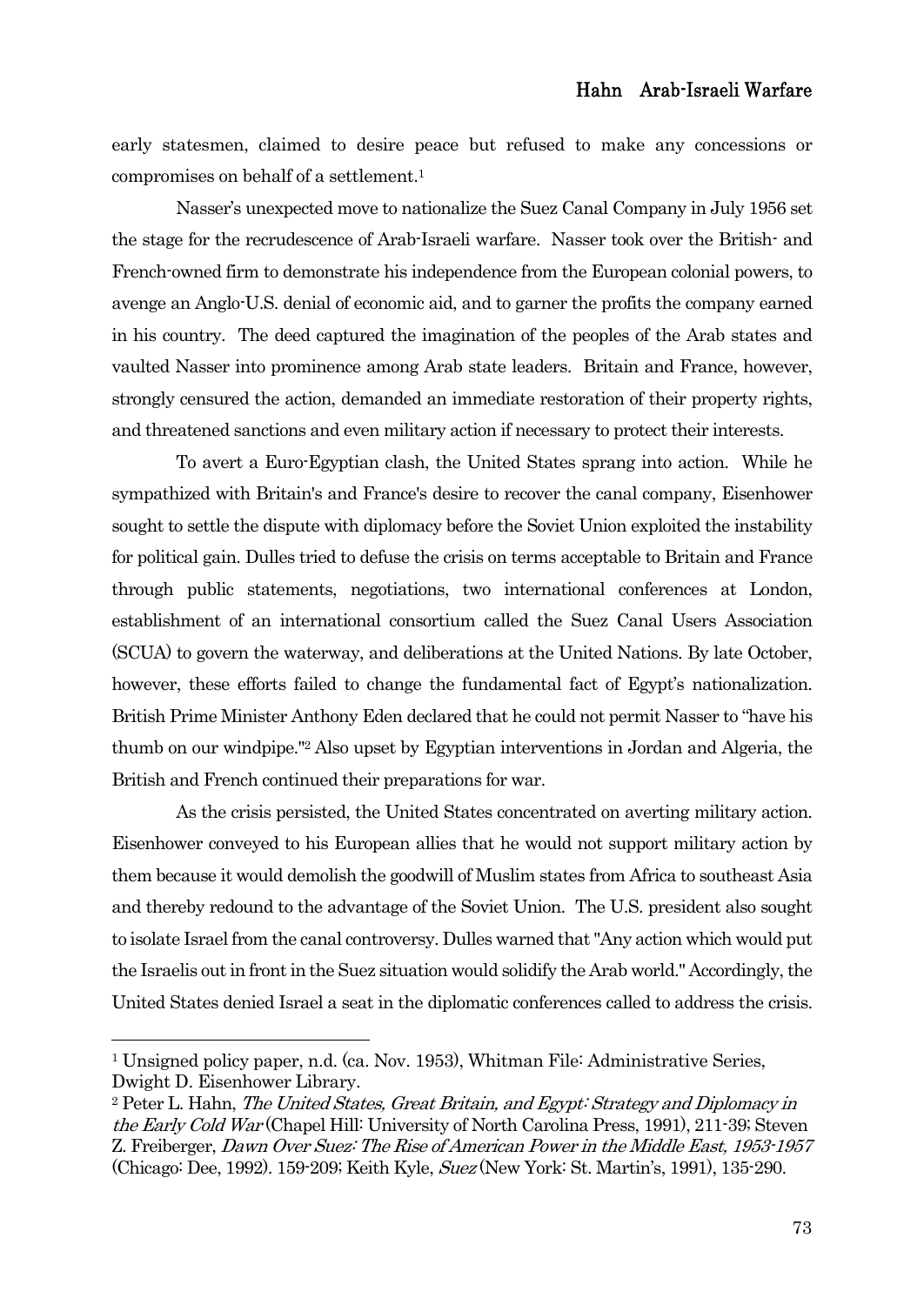early statesmen, claimed to desire peace but refused to make any concessions or compromises on behalf of a settlement.[1]

Nasser's unexpected move to nationalize the Suez Canal Company in July 1956 set the stage for the recrudescence of Arab-Israeli warfare. Nasser took over the British- and French-owned firm to demonstrate his independence from the European colonial powers, to avenge an Anglo-U.S. denial of economic aid, and to garner the profits the company earned in his country. The deed captured the imagination of the peoples of the Arab states and vaulted Nasser into prominence among Arab state leaders. Britain and France, however, strongly censured the action, demanded an immediate restoration of their property rights, and threatened sanctions and even military action if necessary to protect their interests.

To avert a Euro-Egyptian clash, the United States sprang into action. While he sympathized with Britain's and France's desire to recover the canal company, Eisenhower sought to settle the dispute with diplomacy before the Soviet Union exploited the instability for political gain. Dulles tried to defuse the crisis on terms acceptable to Britain and France through public statements, negotiations, two international conferences at London, establishment of an international consortium called the Suez Canal Users Association (SCUA) to govern the waterway, and deliberations at the United Nations. By late October, however, these efforts failed to change the fundamental fact of Egypt's nationalization. British Prime Minister Anthony Eden declared that he could not permit Nasser to "have his thumb on our windpipe."[2] Also upset by Egyptian interventions in Jordan and Algeria, the British and French continued their preparations for war.

As the crisis persisted, the United States concentrated on averting military action. Eisenhower conveyed to his European allies that he would not support military action by them because it would demolish the goodwill of Muslim states from Africa to southeast Asia and thereby redound to the advantage of the Soviet Union. The U.S. president also sought to isolate Israel from the canal controversy. Dulles warned that "Any action which would put the Israelis out in front in the Suez situation would solidify the Arab world." Accordingly, the United States denied Israel a seat in the diplomatic conferences called to address the crisis.

---

[1] Unsigned policy paper, n.d. (ca. Nov. 1953), Whitman File: Administrative Series, Dwight D. Eisenhower Library.

[2] Peter L. Hahn, *The United States, Great Britain, and Egypt: Strategy and Diplomacy in the Early Cold War* (Chapel Hill: University of North Carolina Press, 1991), 211-39; Steven Z. Freiberger, *Dawn Over Suez: The Rise of American Power in the Middle East, 1953-1957* (Chicago: Dee, 1992). 159-209; Keith Kyle, *Suez* (New York: St. Martin's, 1991), 135-290.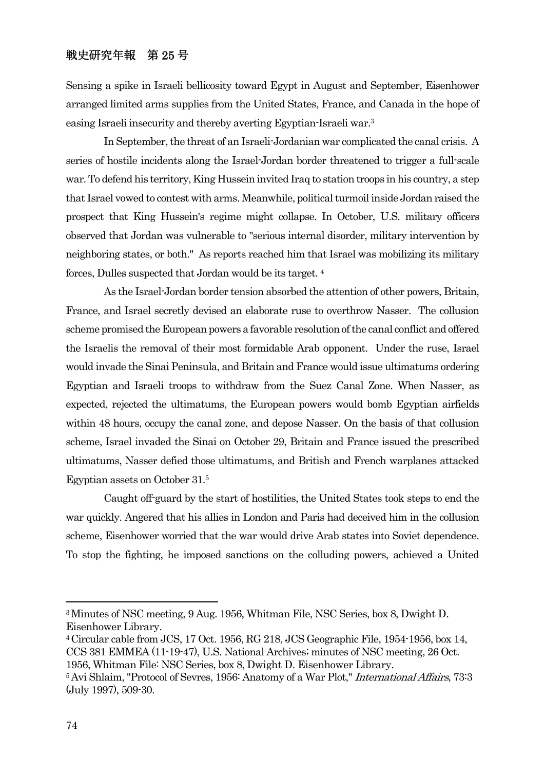Sensing a spike in Israeli bellicosity toward Egypt in August and September, Eisenhower arranged limited arms supplies from the United States, France, and Canada in the hope of easing Israeli insecurity and thereby averting Egyptian-Israeli war.[3]

In September, the threat of an Israeli-Jordanian war complicated the canal crisis. A series of hostile incidents along the Israel-Jordan border threatened to trigger a full-scale war. To defend his territory, King Hussein invited Iraq to station troops in his country, a step that Israel vowed to contest with arms. Meanwhile, political turmoil inside Jordan raised the prospect that King Hussein's regime might collapse. In October, U.S. military officers observed that Jordan was vulnerable to "serious internal disorder, military intervention by neighboring states, or both." As reports reached him that Israel was mobilizing its military forces, Dulles suspected that Jordan would be its target.[4]

As the Israel-Jordan border tension absorbed the attention of other powers, Britain, France, and Israel secretly devised an elaborate ruse to overthrow Nasser. The collusion scheme promised the European powers a favorable resolution of the canal conflict and offered the Israelis the removal of their most formidable Arab opponent. Under the ruse, Israel would invade the Sinai Peninsula, and Britain and France would issue ultimatums ordering Egyptian and Israeli troops to withdraw from the Suez Canal Zone. When Nasser, as expected, rejected the ultimatums, the European powers would bomb Egyptian airfields within 48 hours, occupy the canal zone, and depose Nasser. On the basis of that collusion scheme, Israel invaded the Sinai on October 29, Britain and France issued the prescribed ultimatums, Nasser defied those ultimatums, and British and French warplanes attacked Egyptian assets on October 31.[5]

Caught off-guard by the start of hostilities, the United States took steps to end the war quickly. Angered that his allies in London and Paris had deceived him in the collusion scheme, Eisenhower worried that the war would drive Arab states into Soviet dependence. To stop the fighting, he imposed sanctions on the colluding powers, achieved a United

---

[3] Minutes of NSC meeting, 9 Aug. 1956, Whitman File, NSC Series, box 8, Dwight D. Eisenhower Library.

[4] Circular cable from JCS, 17 Oct. 1956, RG 218, JCS Geographic File, 1954-1956, box 14, CCS 381 EMMEA (11-19-47), U.S. National Archives; minutes of NSC meeting, 26 Oct. 1956, Whitman File: NSC Series, box 8, Dwight D. Eisenhower Library.

[5] Avi Shlaim, "Protocol of Sevres, 1956: Anatomy of a War Plot," *International Affairs*, 73:3 (July 1997), 509-30.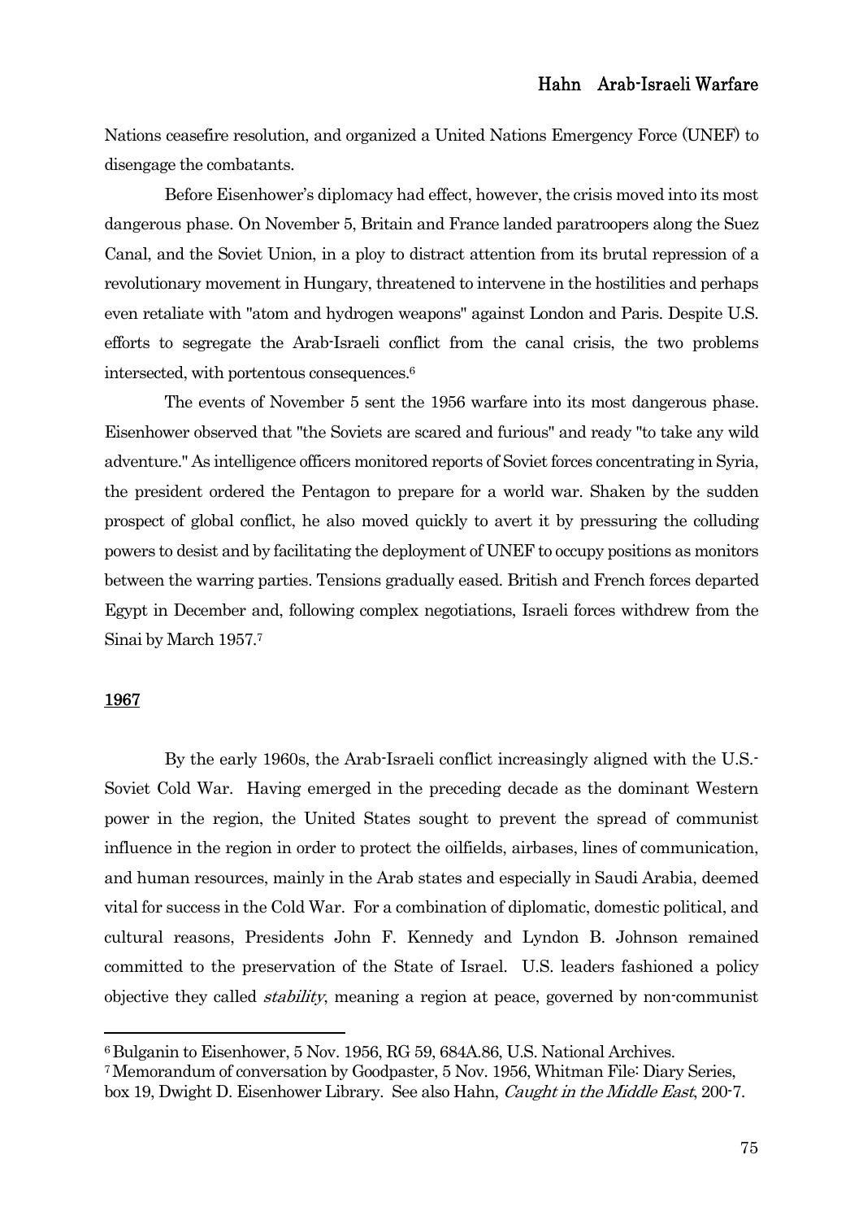Nations ceasefire resolution, and organized a United Nations Emergency Force (UNEF) to disengage the combatants.

Before Eisenhower's diplomacy had effect, however, the crisis moved into its most dangerous phase. On November 5, Britain and France landed paratroopers along the Suez Canal, and the Soviet Union, in a ploy to distract attention from its brutal repression of a revolutionary movement in Hungary, threatened to intervene in the hostilities and perhaps even retaliate with "atom and hydrogen weapons" against London and Paris. Despite U.S. efforts to segregate the Arab-Israeli conflict from the canal crisis, the two problems intersected, with portentous consequences.[6]

The events of November 5 sent the 1956 warfare into its most dangerous phase. Eisenhower observed that "the Soviets are scared and furious" and ready "to take any wild adventure." As intelligence officers monitored reports of Soviet forces concentrating in Syria, the president ordered the Pentagon to prepare for a world war. Shaken by the sudden prospect of global conflict, he also moved quickly to avert it by pressuring the colluding powers to desist and by facilitating the deployment of UNEF to occupy positions as monitors between the warring parties. Tensions gradually eased. British and French forces departed Egypt in December and, following complex negotiations, Israeli forces withdrew from the Sinai by March 1957.[7]

## 1967

By the early 1960s, the Arab-Israeli conflict increasingly aligned with the U.S.-Soviet Cold War. Having emerged in the preceding decade as the dominant Western power in the region, the United States sought to prevent the spread of communist influence in the region in order to protect the oilfields, airbases, lines of communication, and human resources, mainly in the Arab states and especially in Saudi Arabia, deemed vital for success in the Cold War. For a combination of diplomatic, domestic political, and cultural reasons, Presidents John F. Kennedy and Lyndon B. Johnson remained committed to the preservation of the State of Israel. U.S. leaders fashioned a policy objective they called *stability*, meaning a region at peace, governed by non-communist

---

[6] Bulganin to Eisenhower, 5 Nov. 1956, RG 59, 684A.86, U.S. National Archives.

[7] Memorandum of conversation by Goodpaster, 5 Nov. 1956, Whitman File: Diary Series, box 19, Dwight D. Eisenhower Library. See also Hahn, *Caught in the Middle East*, 200-7.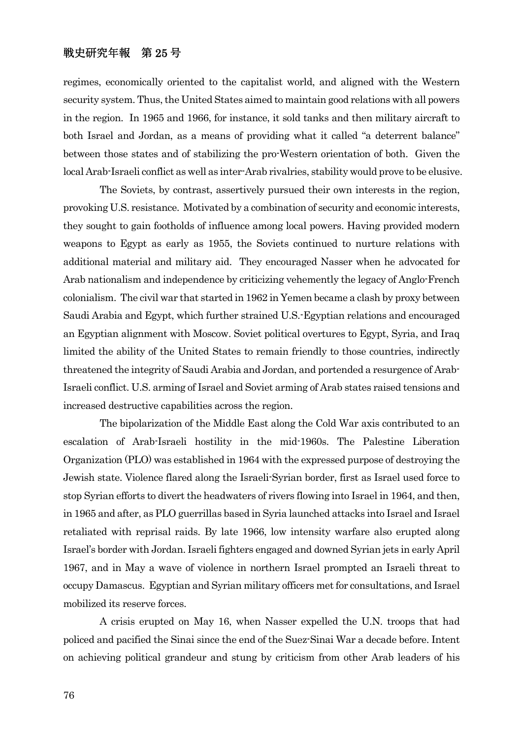regimes, economically oriented to the capitalist world, and aligned with the Western security system. Thus, the United States aimed to maintain good relations with all powers in the region. In 1965 and 1966, for instance, it sold tanks and then military aircraft to both Israel and Jordan, as a means of providing what it called "a deterrent balance" between those states and of stabilizing the pro-Western orientation of both. Given the local Arab-Israeli conflict as well as inter-Arab rivalries, stability would prove to be elusive.

The Soviets, by contrast, assertively pursued their own interests in the region, provoking U.S. resistance. Motivated by a combination of security and economic interests, they sought to gain footholds of influence among local powers. Having provided modern weapons to Egypt as early as 1955, the Soviets continued to nurture relations with additional material and military aid. They encouraged Nasser when he advocated for Arab nationalism and independence by criticizing vehemently the legacy of Anglo-French colonialism. The civil war that started in 1962 in Yemen became a clash by proxy between Saudi Arabia and Egypt, which further strained U.S.-Egyptian relations and encouraged an Egyptian alignment with Moscow. Soviet political overtures to Egypt, Syria, and Iraq limited the ability of the United States to remain friendly to those countries, indirectly threatened the integrity of Saudi Arabia and Jordan, and portended a resurgence of Arab-Israeli conflict. U.S. arming of Israel and Soviet arming of Arab states raised tensions and increased destructive capabilities across the region.

The bipolarization of the Middle East along the Cold War axis contributed to an escalation of Arab-Israeli hostility in the mid-1960s. The Palestine Liberation Organization (PLO) was established in 1964 with the expressed purpose of destroying the Jewish state. Violence flared along the Israeli-Syrian border, first as Israel used force to stop Syrian efforts to divert the headwaters of rivers flowing into Israel in 1964, and then, in 1965 and after, as PLO guerrillas based in Syria launched attacks into Israel and Israel retaliated with reprisal raids. By late 1966, low intensity warfare also erupted along Israel's border with Jordan. Israeli fighters engaged and downed Syrian jets in early April 1967, and in May a wave of violence in northern Israel prompted an Israeli threat to occupy Damascus. Egyptian and Syrian military officers met for consultations, and Israel mobilized its reserve forces.

A crisis erupted on May 16, when Nasser expelled the U.N. troops that had policed and pacified the Sinai since the end of the Suez-Sinai War a decade before. Intent on achieving political grandeur and stung by criticism from other Arab leaders of his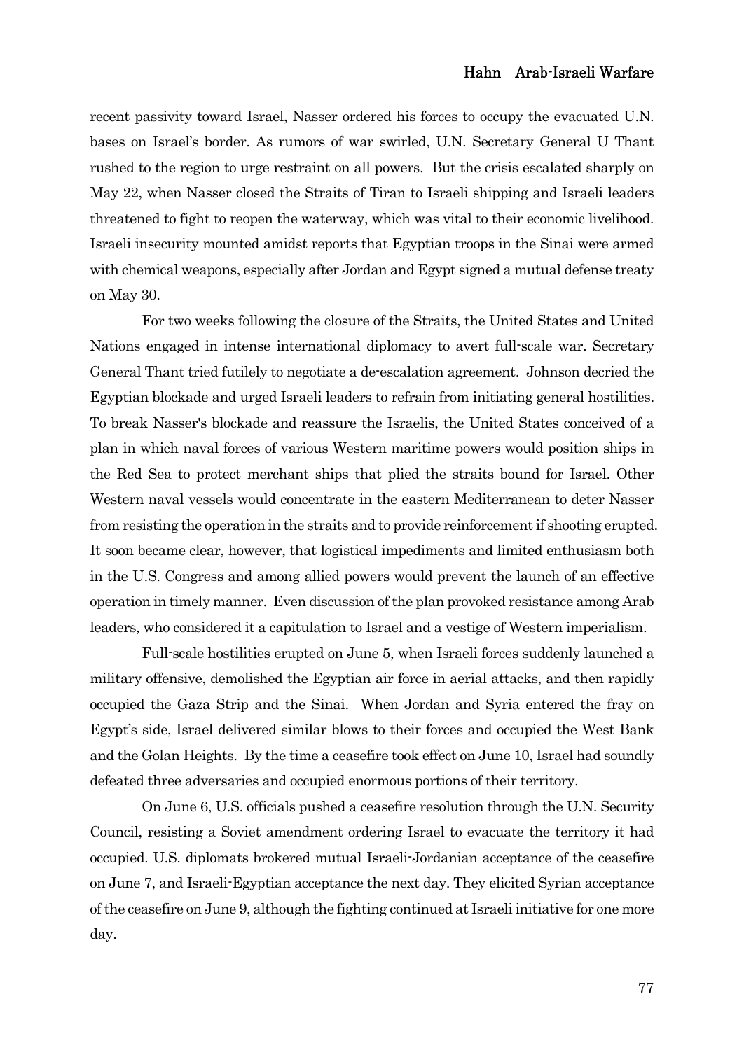recent passivity toward Israel, Nasser ordered his forces to occupy the evacuated U.N. bases on Israel's border. As rumors of war swirled, U.N. Secretary General U Thant rushed to the region to urge restraint on all powers. But the crisis escalated sharply on May 22, when Nasser closed the Straits of Tiran to Israeli shipping and Israeli leaders threatened to fight to reopen the waterway, which was vital to their economic livelihood. Israeli insecurity mounted amidst reports that Egyptian troops in the Sinai were armed with chemical weapons, especially after Jordan and Egypt signed a mutual defense treaty on May 30.

For two weeks following the closure of the Straits, the United States and United Nations engaged in intense international diplomacy to avert full-scale war. Secretary General Thant tried futilely to negotiate a de-escalation agreement. Johnson decried the Egyptian blockade and urged Israeli leaders to refrain from initiating general hostilities. To break Nasser's blockade and reassure the Israelis, the United States conceived of a plan in which naval forces of various Western maritime powers would position ships in the Red Sea to protect merchant ships that plied the straits bound for Israel. Other Western naval vessels would concentrate in the eastern Mediterranean to deter Nasser from resisting the operation in the straits and to provide reinforcement if shooting erupted. It soon became clear, however, that logistical impediments and limited enthusiasm both in the U.S. Congress and among allied powers would prevent the launch of an effective operation in timely manner. Even discussion of the plan provoked resistance among Arab leaders, who considered it a capitulation to Israel and a vestige of Western imperialism.

Full-scale hostilities erupted on June 5, when Israeli forces suddenly launched a military offensive, demolished the Egyptian air force in aerial attacks, and then rapidly occupied the Gaza Strip and the Sinai. When Jordan and Syria entered the fray on Egypt's side, Israel delivered similar blows to their forces and occupied the West Bank and the Golan Heights. By the time a ceasefire took effect on June 10, Israel had soundly defeated three adversaries and occupied enormous portions of their territory.

On June 6, U.S. officials pushed a ceasefire resolution through the U.N. Security Council, resisting a Soviet amendment ordering Israel to evacuate the territory it had occupied. U.S. diplomats brokered mutual Israeli-Jordanian acceptance of the ceasefire on June 7, and Israeli-Egyptian acceptance the next day. They elicited Syrian acceptance of the ceasefire on June 9, although the fighting continued at Israeli initiative for one more day.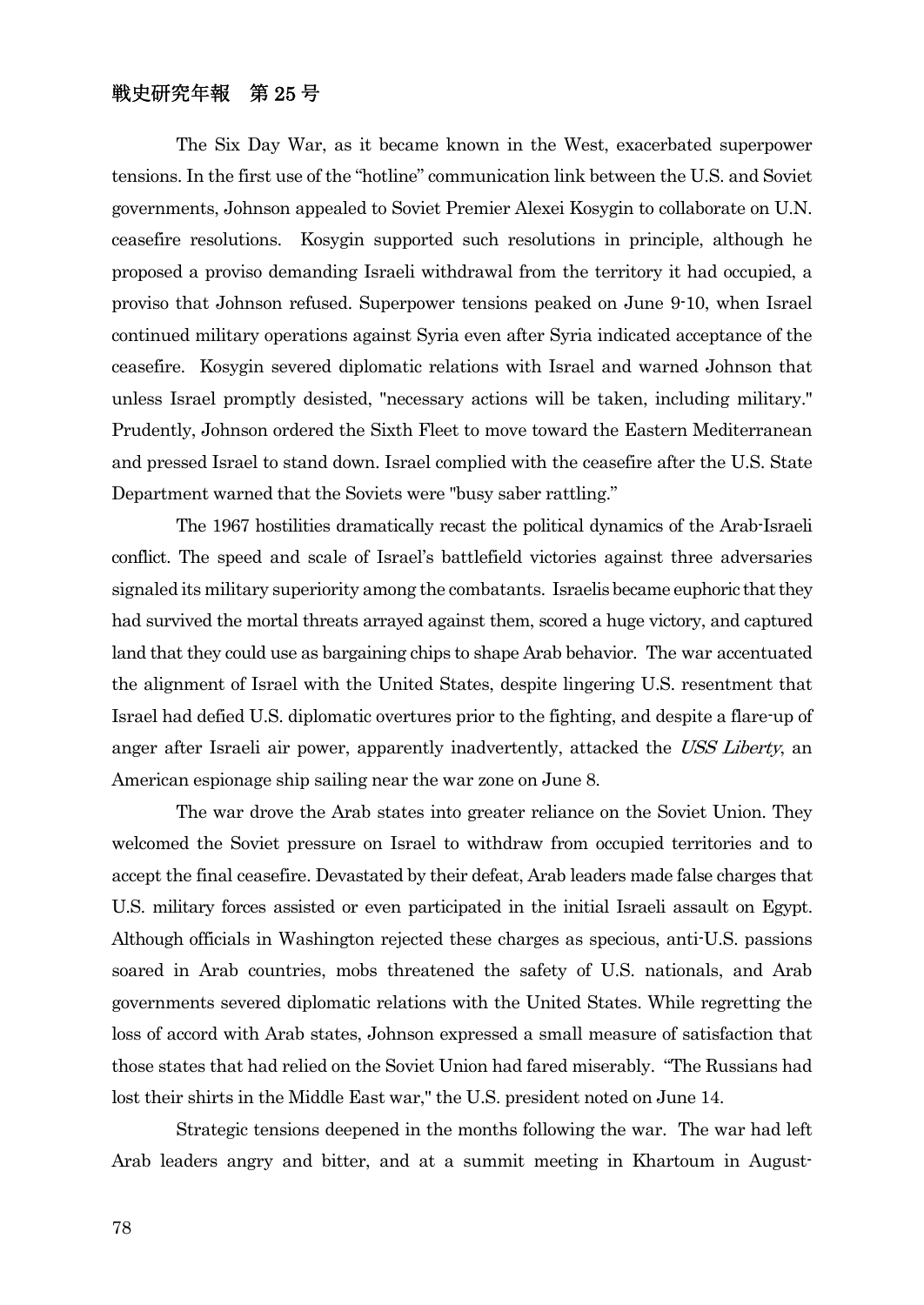The Six Day War, as it became known in the West, exacerbated superpower tensions. In the first use of the "hotline" communication link between the U.S. and Soviet governments, Johnson appealed to Soviet Premier Alexei Kosygin to collaborate on U.N. ceasefire resolutions. Kosygin supported such resolutions in principle, although he proposed a proviso demanding Israeli withdrawal from the territory it had occupied, a proviso that Johnson refused. Superpower tensions peaked on June 9-10, when Israel continued military operations against Syria even after Syria indicated acceptance of the ceasefire. Kosygin severed diplomatic relations with Israel and warned Johnson that unless Israel promptly desisted, "necessary actions will be taken, including military." Prudently, Johnson ordered the Sixth Fleet to move toward the Eastern Mediterranean and pressed Israel to stand down. Israel complied with the ceasefire after the U.S. State Department warned that the Soviets were "busy saber rattling."

The 1967 hostilities dramatically recast the political dynamics of the Arab-Israeli conflict. The speed and scale of Israel's battlefield victories against three adversaries signaled its military superiority among the combatants. Israelis became euphoric that they had survived the mortal threats arrayed against them, scored a huge victory, and captured land that they could use as bargaining chips to shape Arab behavior. The war accentuated the alignment of Israel with the United States, despite lingering U.S. resentment that Israel had defied U.S. diplomatic overtures prior to the fighting, and despite a flare-up of anger after Israeli air power, apparently inadvertently, attacked the *USS Liberty*, an American espionage ship sailing near the war zone on June 8.

The war drove the Arab states into greater reliance on the Soviet Union. They welcomed the Soviet pressure on Israel to withdraw from occupied territories and to accept the final ceasefire. Devastated by their defeat, Arab leaders made false charges that U.S. military forces assisted or even participated in the initial Israeli assault on Egypt. Although officials in Washington rejected these charges as specious, anti-U.S. passions soared in Arab countries, mobs threatened the safety of U.S. nationals, and Arab governments severed diplomatic relations with the United States. While regretting the loss of accord with Arab states, Johnson expressed a small measure of satisfaction that those states that had relied on the Soviet Union had fared miserably. "The Russians had lost their shirts in the Middle East war," the U.S. president noted on June 14.

Strategic tensions deepened in the months following the war. The war had left Arab leaders angry and bitter, and at a summit meeting in Khartoum in August-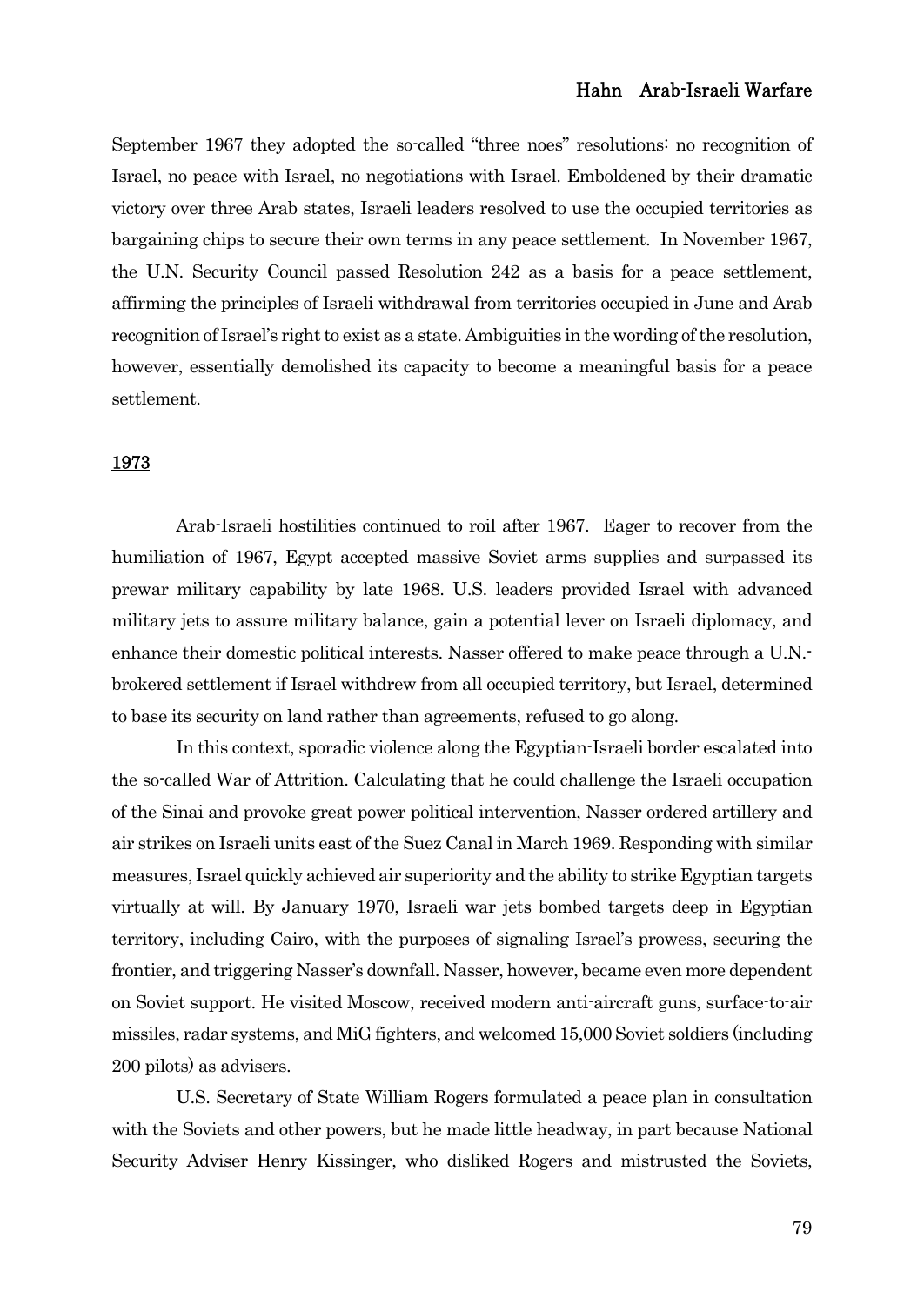September 1967 they adopted the so-called "three noes" resolutions: no recognition of Israel, no peace with Israel, no negotiations with Israel. Emboldened by their dramatic victory over three Arab states, Israeli leaders resolved to use the occupied territories as bargaining chips to secure their own terms in any peace settlement. In November 1967, the U.N. Security Council passed Resolution 242 as a basis for a peace settlement, affirming the principles of Israeli withdrawal from territories occupied in June and Arab recognition of Israel's right to exist as a state. Ambiguities in the wording of the resolution, however, essentially demolished its capacity to become a meaningful basis for a peace settlement.

## 1973

Arab-Israeli hostilities continued to roil after 1967. Eager to recover from the humiliation of 1967, Egypt accepted massive Soviet arms supplies and surpassed its prewar military capability by late 1968. U.S. leaders provided Israel with advanced military jets to assure military balance, gain a potential lever on Israeli diplomacy, and enhance their domestic political interests. Nasser offered to make peace through a U.N.-brokered settlement if Israel withdrew from all occupied territory, but Israel, determined to base its security on land rather than agreements, refused to go along.

In this context, sporadic violence along the Egyptian-Israeli border escalated into the so-called War of Attrition. Calculating that he could challenge the Israeli occupation of the Sinai and provoke great power political intervention, Nasser ordered artillery and air strikes on Israeli units east of the Suez Canal in March 1969. Responding with similar measures, Israel quickly achieved air superiority and the ability to strike Egyptian targets virtually at will. By January 1970, Israeli war jets bombed targets deep in Egyptian territory, including Cairo, with the purposes of signaling Israel's prowess, securing the frontier, and triggering Nasser's downfall. Nasser, however, became even more dependent on Soviet support. He visited Moscow, received modern anti-aircraft guns, surface-to-air missiles, radar systems, and MiG fighters, and welcomed 15,000 Soviet soldiers (including 200 pilots) as advisers.

U.S. Secretary of State William Rogers formulated a peace plan in consultation with the Soviets and other powers, but he made little headway, in part because National Security Adviser Henry Kissinger, who disliked Rogers and mistrusted the Soviets,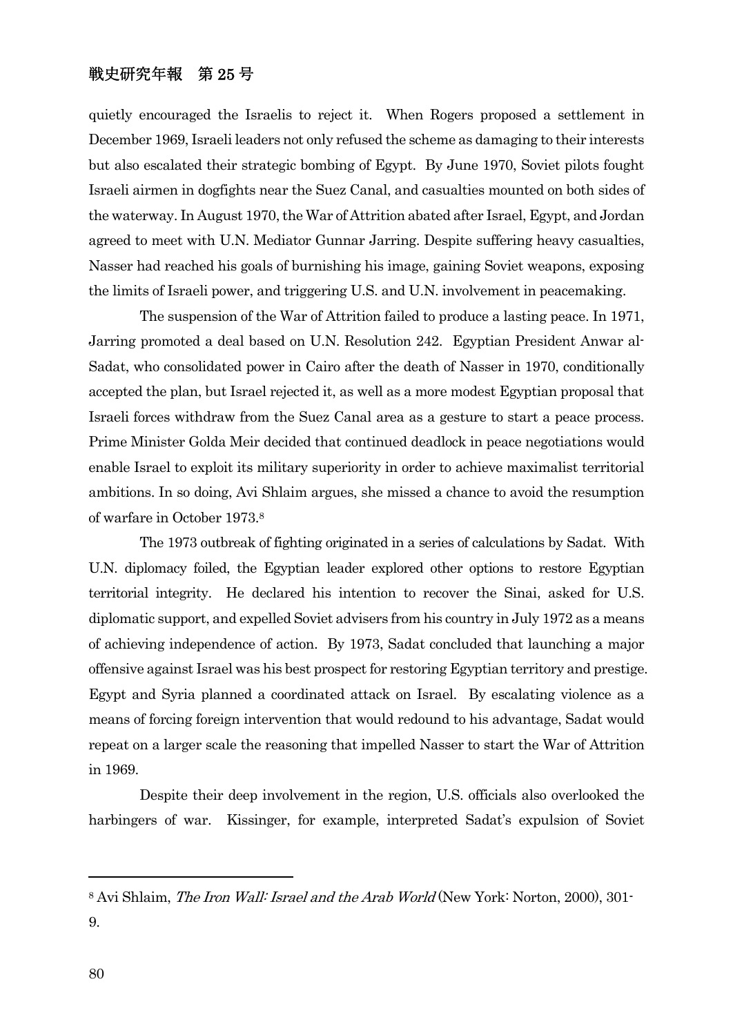quietly encouraged the Israelis to reject it. When Rogers proposed a settlement in December 1969, Israeli leaders not only refused the scheme as damaging to their interests but also escalated their strategic bombing of Egypt. By June 1970, Soviet pilots fought Israeli airmen in dogfights near the Suez Canal, and casualties mounted on both sides of the waterway. In August 1970, the War of Attrition abated after Israel, Egypt, and Jordan agreed to meet with U.N. Mediator Gunnar Jarring. Despite suffering heavy casualties, Nasser had reached his goals of burnishing his image, gaining Soviet weapons, exposing the limits of Israeli power, and triggering U.S. and U.N. involvement in peacemaking.

The suspension of the War of Attrition failed to produce a lasting peace. In 1971, Jarring promoted a deal based on U.N. Resolution 242. Egyptian President Anwar al-Sadat, who consolidated power in Cairo after the death of Nasser in 1970, conditionally accepted the plan, but Israel rejected it, as well as a more modest Egyptian proposal that Israeli forces withdraw from the Suez Canal area as a gesture to start a peace process. Prime Minister Golda Meir decided that continued deadlock in peace negotiations would enable Israel to exploit its military superiority in order to achieve maximalist territorial ambitions. In so doing, Avi Shlaim argues, she missed a chance to avoid the resumption of warfare in October 1973.[8]

The 1973 outbreak of fighting originated in a series of calculations by Sadat. With U.N. diplomacy foiled, the Egyptian leader explored other options to restore Egyptian territorial integrity. He declared his intention to recover the Sinai, asked for U.S. diplomatic support, and expelled Soviet advisers from his country in July 1972 as a means of achieving independence of action. By 1973, Sadat concluded that launching a major offensive against Israel was his best prospect for restoring Egyptian territory and prestige. Egypt and Syria planned a coordinated attack on Israel. By escalating violence as a means of forcing foreign intervention that would redound to his advantage, Sadat would repeat on a larger scale the reasoning that impelled Nasser to start the War of Attrition in 1969.

Despite their deep involvement in the region, U.S. officials also overlooked the harbingers of war. Kissinger, for example, interpreted Sadat's expulsion of Soviet

---

[8] Avi Shlaim, *The Iron Wall: Israel and the Arab World* (New York: Norton, 2000), 301-9.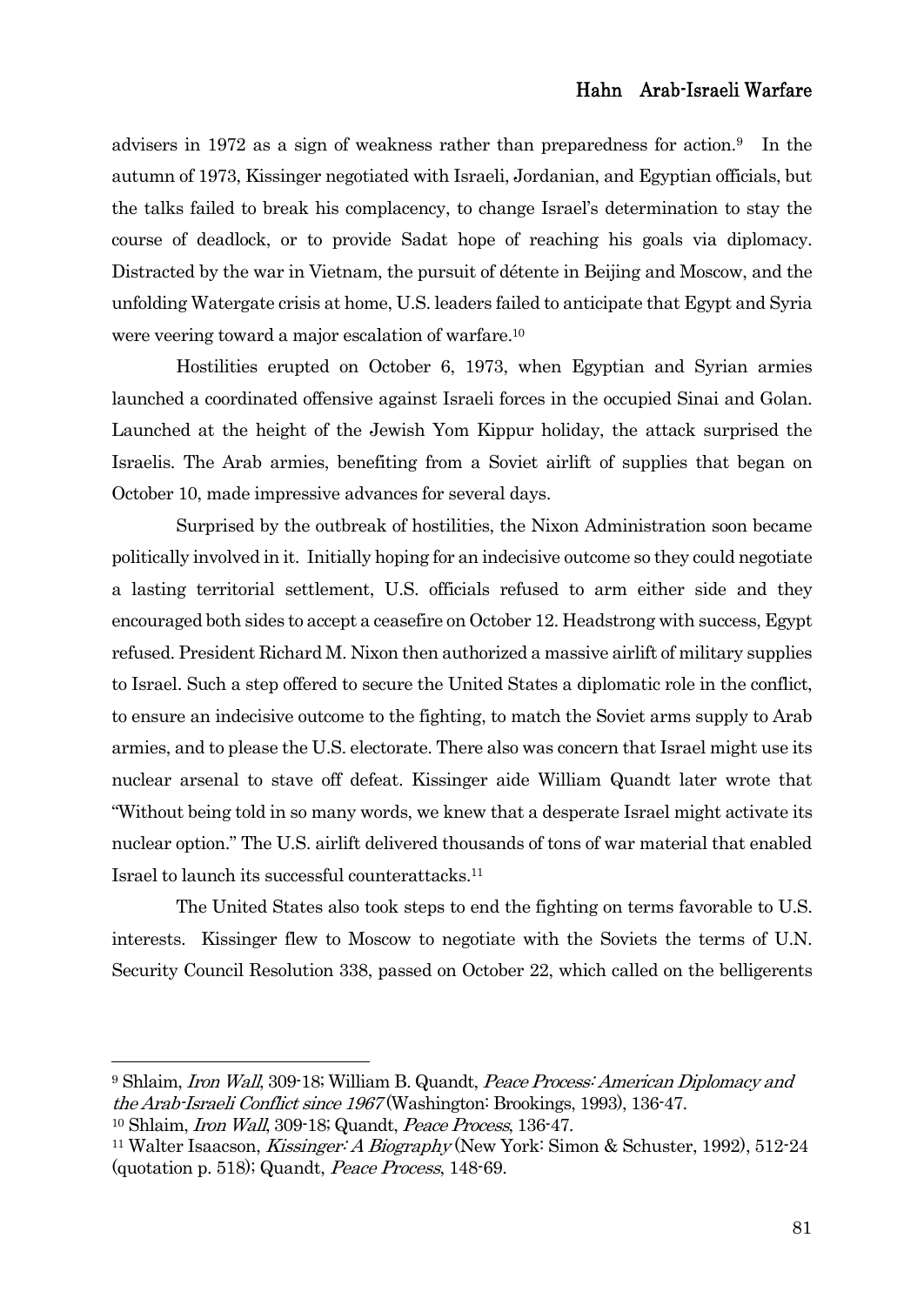advisers in 1972 as a sign of weakness rather than preparedness for action.[9] In the autumn of 1973, Kissinger negotiated with Israeli, Jordanian, and Egyptian officials, but the talks failed to break his complacency, to change Israel's determination to stay the course of deadlock, or to provide Sadat hope of reaching his goals via diplomacy. Distracted by the war in Vietnam, the pursuit of détente in Beijing and Moscow, and the unfolding Watergate crisis at home, U.S. leaders failed to anticipate that Egypt and Syria were veering toward a major escalation of warfare.[10]

Hostilities erupted on October 6, 1973, when Egyptian and Syrian armies launched a coordinated offensive against Israeli forces in the occupied Sinai and Golan. Launched at the height of the Jewish Yom Kippur holiday, the attack surprised the Israelis. The Arab armies, benefiting from a Soviet airlift of supplies that began on October 10, made impressive advances for several days.

Surprised by the outbreak of hostilities, the Nixon Administration soon became politically involved in it. Initially hoping for an indecisive outcome so they could negotiate a lasting territorial settlement, U.S. officials refused to arm either side and they encouraged both sides to accept a ceasefire on October 12. Headstrong with success, Egypt refused. President Richard M. Nixon then authorized a massive airlift of military supplies to Israel. Such a step offered to secure the United States a diplomatic role in the conflict, to ensure an indecisive outcome to the fighting, to match the Soviet arms supply to Arab armies, and to please the U.S. electorate. There also was concern that Israel might use its nuclear arsenal to stave off defeat. Kissinger aide William Quandt later wrote that "Without being told in so many words, we knew that a desperate Israel might activate its nuclear option." The U.S. airlift delivered thousands of tons of war material that enabled Israel to launch its successful counterattacks.[11]

The United States also took steps to end the fighting on terms favorable to U.S. interests. Kissinger flew to Moscow to negotiate with the Soviets the terms of U.N. Security Council Resolution 338, passed on October 22, which called on the belligerents

---

[9] Shlaim, *Iron Wall*, 309-18; William B. Quandt, *Peace Process: American Diplomacy and the Arab-Israeli Conflict since 1967* (Washington: Brookings, 1993), 136-47.

[10] Shlaim, *Iron Wall*, 309-18; Quandt, *Peace Process*, 136-47.

[11] Walter Isaacson, *Kissinger: A Biography* (New York: Simon & Schuster, 1992), 512-24 (quotation p. 518); Quandt, *Peace Process*, 148-69.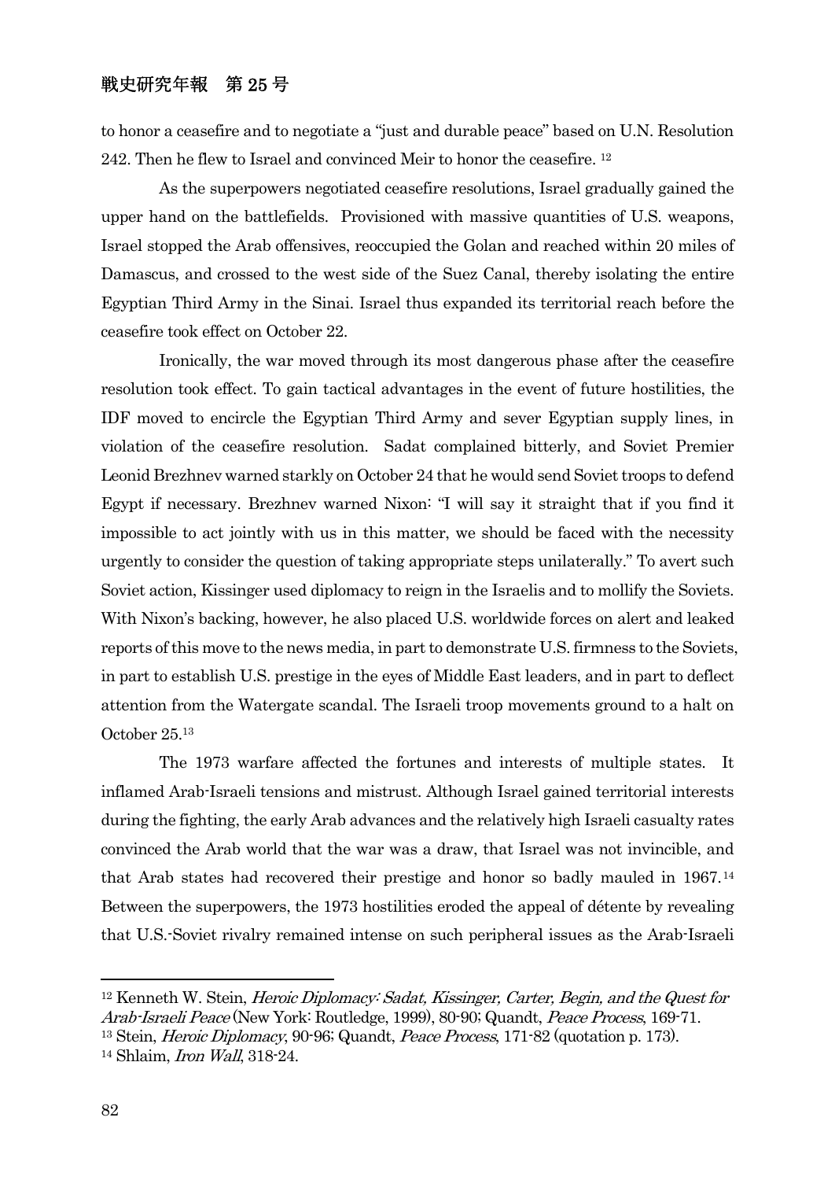to honor a ceasefire and to negotiate a "just and durable peace" based on U.N. Resolution 242. Then he flew to Israel and convinced Meir to honor the ceasefire. [12]

As the superpowers negotiated ceasefire resolutions, Israel gradually gained the upper hand on the battlefields. Provisioned with massive quantities of U.S. weapons, Israel stopped the Arab offensives, reoccupied the Golan and reached within 20 miles of Damascus, and crossed to the west side of the Suez Canal, thereby isolating the entire Egyptian Third Army in the Sinai. Israel thus expanded its territorial reach before the ceasefire took effect on October 22.

Ironically, the war moved through its most dangerous phase after the ceasefire resolution took effect. To gain tactical advantages in the event of future hostilities, the IDF moved to encircle the Egyptian Third Army and sever Egyptian supply lines, in violation of the ceasefire resolution. Sadat complained bitterly, and Soviet Premier Leonid Brezhnev warned starkly on October 24 that he would send Soviet troops to defend Egypt if necessary. Brezhnev warned Nixon: "I will say it straight that if you find it impossible to act jointly with us in this matter, we should be faced with the necessity urgently to consider the question of taking appropriate steps unilaterally." To avert such Soviet action, Kissinger used diplomacy to reign in the Israelis and to mollify the Soviets. With Nixon's backing, however, he also placed U.S. worldwide forces on alert and leaked reports of this move to the news media, in part to demonstrate U.S. firmness to the Soviets, in part to establish U.S. prestige in the eyes of Middle East leaders, and in part to deflect attention from the Watergate scandal. The Israeli troop movements ground to a halt on October 25.[13]

The 1973 warfare affected the fortunes and interests of multiple states. It inflamed Arab-Israeli tensions and mistrust. Although Israel gained territorial interests during the fighting, the early Arab advances and the relatively high Israeli casualty rates convinced the Arab world that the war was a draw, that Israel was not invincible, and that Arab states had recovered their prestige and honor so badly mauled in 1967.[14] Between the superpowers, the 1973 hostilities eroded the appeal of détente by revealing that U.S.-Soviet rivalry remained intense on such peripheral issues as the Arab-Israeli

---

[12] Kenneth W. Stein, *Heroic Diplomacy: Sadat, Kissinger, Carter, Begin, and the Quest for Arab-Israeli Peace* (New York: Routledge, 1999), 80-90; Quandt, *Peace Process*, 169-71.

[13] Stein, *Heroic Diplomacy*, 90-96; Quandt, *Peace Process*, 171-82 (quotation p. 173).

[14] Shlaim, *Iron Wall*, 318-24.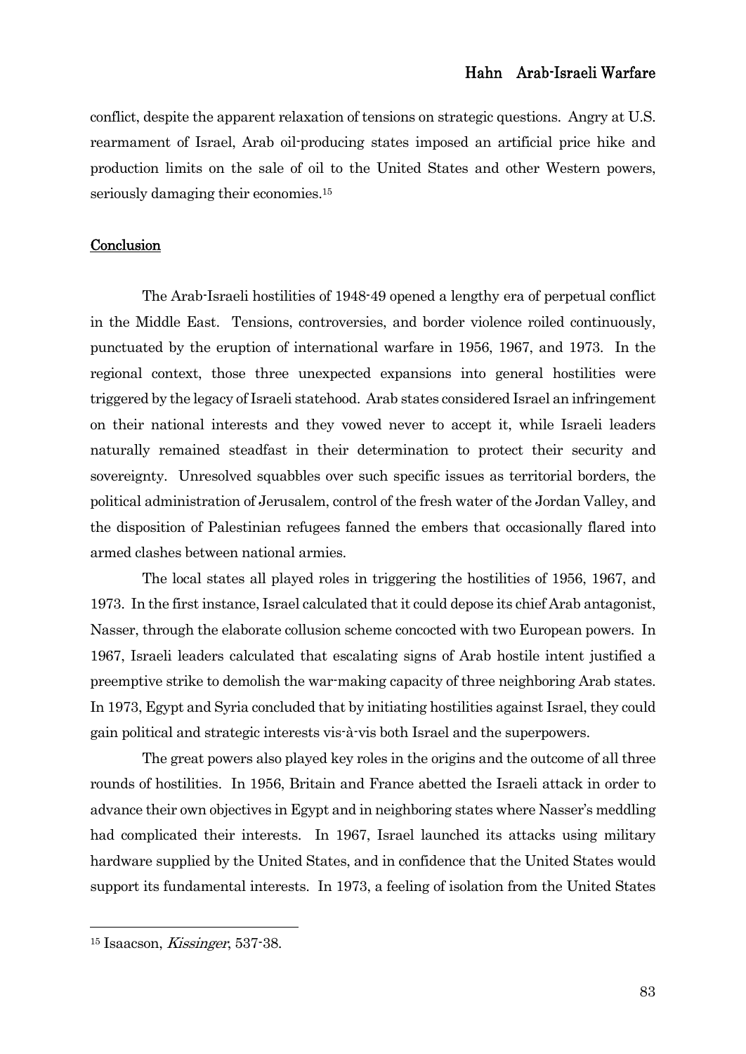conflict, despite the apparent relaxation of tensions on strategic questions. Angry at U.S. rearmament of Israel, Arab oil-producing states imposed an artificial price hike and production limits on the sale of oil to the United States and other Western powers, seriously damaging their economies.[15]

## Conclusion

The Arab-Israeli hostilities of 1948-49 opened a lengthy era of perpetual conflict in the Middle East. Tensions, controversies, and border violence roiled continuously, punctuated by the eruption of international warfare in 1956, 1967, and 1973. In the regional context, those three unexpected expansions into general hostilities were triggered by the legacy of Israeli statehood. Arab states considered Israel an infringement on their national interests and they vowed never to accept it, while Israeli leaders naturally remained steadfast in their determination to protect their security and sovereignty. Unresolved squabbles over such specific issues as territorial borders, the political administration of Jerusalem, control of the fresh water of the Jordan Valley, and the disposition of Palestinian refugees fanned the embers that occasionally flared into armed clashes between national armies.

The local states all played roles in triggering the hostilities of 1956, 1967, and 1973. In the first instance, Israel calculated that it could depose its chief Arab antagonist, Nasser, through the elaborate collusion scheme concocted with two European powers. In 1967, Israeli leaders calculated that escalating signs of Arab hostile intent justified a preemptive strike to demolish the war-making capacity of three neighboring Arab states. In 1973, Egypt and Syria concluded that by initiating hostilities against Israel, they could gain political and strategic interests vis-à-vis both Israel and the superpowers.

The great powers also played key roles in the origins and the outcome of all three rounds of hostilities. In 1956, Britain and France abetted the Israeli attack in order to advance their own objectives in Egypt and in neighboring states where Nasser's meddling had complicated their interests. In 1967, Israel launched its attacks using military hardware supplied by the United States, and in confidence that the United States would support its fundamental interests. In 1973, a feeling of isolation from the United States

---

[15] Isaacson, *Kissinger*, 537-38.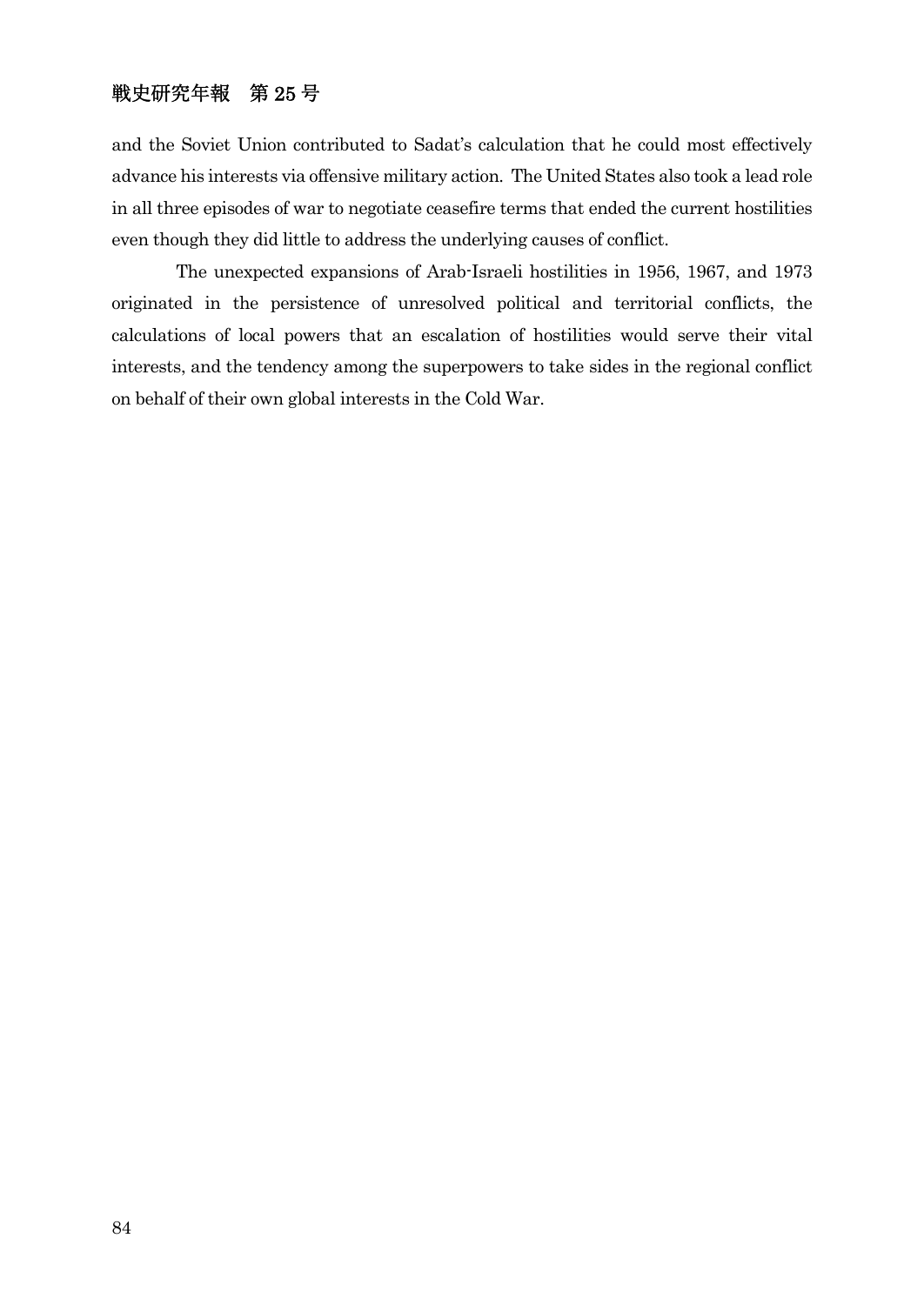and the Soviet Union contributed to Sadat's calculation that he could most effectively advance his interests via offensive military action. The United States also took a lead role in all three episodes of war to negotiate ceasefire terms that ended the current hostilities even though they did little to address the underlying causes of conflict.

The unexpected expansions of Arab-Israeli hostilities in 1956, 1967, and 1973 originated in the persistence of unresolved political and territorial conflicts, the calculations of local powers that an escalation of hostilities would serve their vital interests, and the tendency among the superpowers to take sides in the regional conflict on behalf of their own global interests in the Cold War.